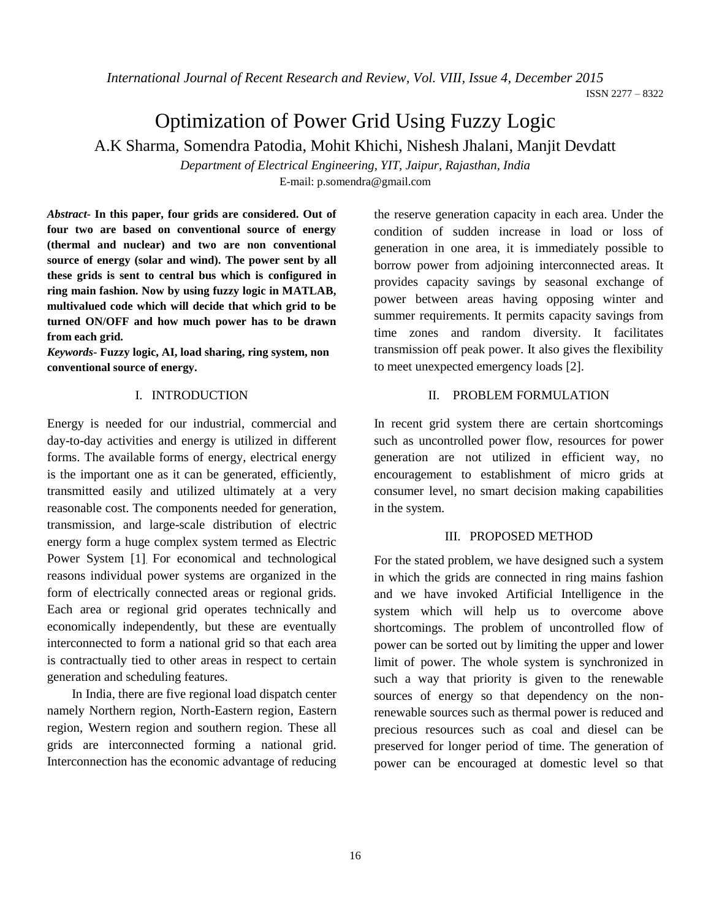# Optimization of Power Grid Using Fuzzy Logic

A.K Sharma, Somendra Patodia, Mohit Khichi, Nishesh Jhalani, Manjit Devdatt

*Department of Electrical Engineering, YIT, Jaipur, Rajasthan, India*

E-mail: p.somendra@gmail.com

***Abstract*- In this paper, four grids are considered. Out of four two are based on conventional source of energy (thermal and nuclear) and two are non conventional source of energy (solar and wind). The power sent by all these grids is sent to central bus which is configured in ring main fashion. Now by using fuzzy logic in MATLAB, multivalued code which will decide that which grid to be turned ON/OFF and how much power has to be drawn from each grid.**

***Keywords*- Fuzzy logic, AI, load sharing, ring system, non conventional source of energy.**

## I. INTRODUCTION

Energy is needed for our industrial, commercial and day-to-day activities and energy is utilized in different forms. The available forms of energy, electrical energy is the important one as it can be generated, efficiently, transmitted easily and utilized ultimately at a very reasonable cost. The components needed for generation, transmission, and large-scale distribution of electric energy form a huge complex system termed as Electric Power System [1]. For economical and technological reasons individual power systems are organized in the form of electrically connected areas or regional grids. Each area or regional grid operates technically and economically independently, but these are eventually interconnected to form a national grid so that each area is contractually tied to other areas in respect to certain generation and scheduling features.

In India, there are five regional load dispatch center namely Northern region, North-Eastern region, Eastern region, Western region and southern region. These all grids are interconnected forming a national grid. Interconnection has the economic advantage of reducing the reserve generation capacity in each area. Under the condition of sudden increase in load or loss of generation in one area, it is immediately possible to borrow power from adjoining interconnected areas. It provides capacity savings by seasonal exchange of power between areas having opposing winter and summer requirements. It permits capacity savings from time zones and random diversity. It facilitates transmission off peak power. It also gives the flexibility to meet unexpected emergency loads [2].

## II. PROBLEM FORMULATION

In recent grid system there are certain shortcomings such as uncontrolled power flow, resources for power generation are not utilized in efficient way, no encouragement to establishment of micro grids at consumer level, no smart decision making capabilities in the system.

## III. PROPOSED METHOD

For the stated problem, we have designed such a system in which the grids are connected in ring mains fashion and we have invoked Artificial Intelligence in the system which will help us to overcome above shortcomings. The problem of uncontrolled flow of power can be sorted out by limiting the upper and lower limit of power. The whole system is synchronized in such a way that priority is given to the renewable sources of energy so that dependency on the non-renewable sources such as thermal power is reduced and precious resources such as coal and diesel can be preserved for longer period of time. The generation of power can be encouraged at domestic level so that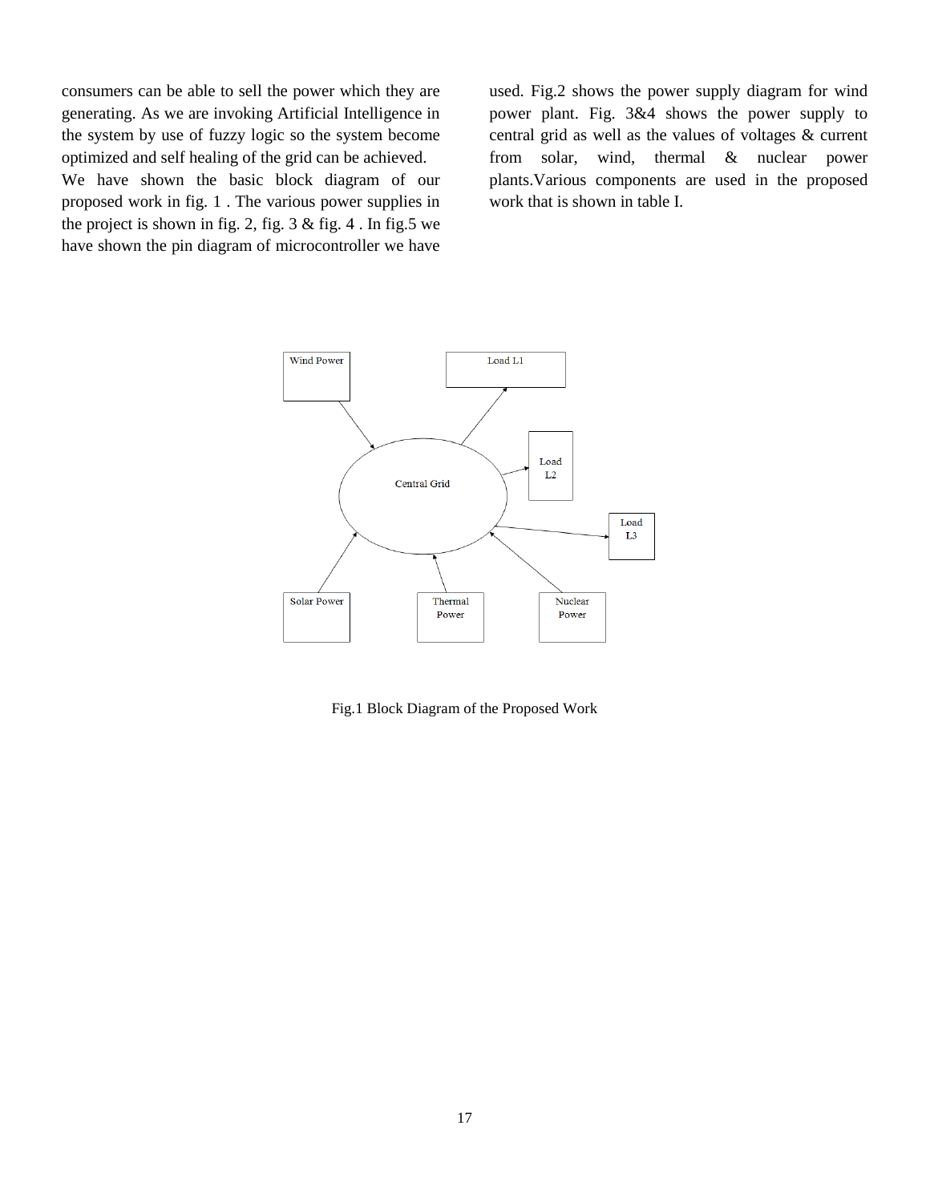consumers can be able to sell the power which they are generating. As we are invoking Artificial Intelligence in the system by use of fuzzy logic so the system become optimized and self healing of the grid can be achieved.

We have shown the basic block diagram of our proposed work in fig. 1 . The various power supplies in the project is shown in fig. 2, fig. 3 & fig. 4 . In fig.5 we have shown the pin diagram of microcontroller we have used. Fig.2 shows the power supply diagram for wind power plant. Fig. 3&4 shows the power supply to central grid as well as the values of voltages & current from solar, wind, thermal & nuclear power plants.Various components are used in the proposed work that is shown in table I.

Fig.1 Block Diagram of the Proposed Work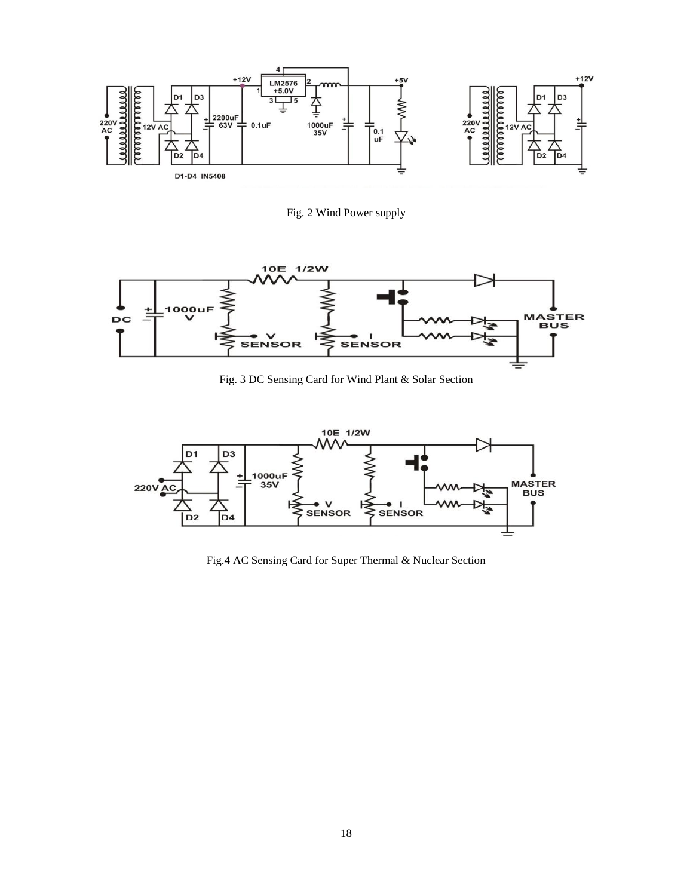Fig. 2 Wind Power supply

Fig. 3 DC Sensing Card for Wind Plant & Solar Section

Fig.4 AC Sensing Card for Super Thermal & Nuclear Section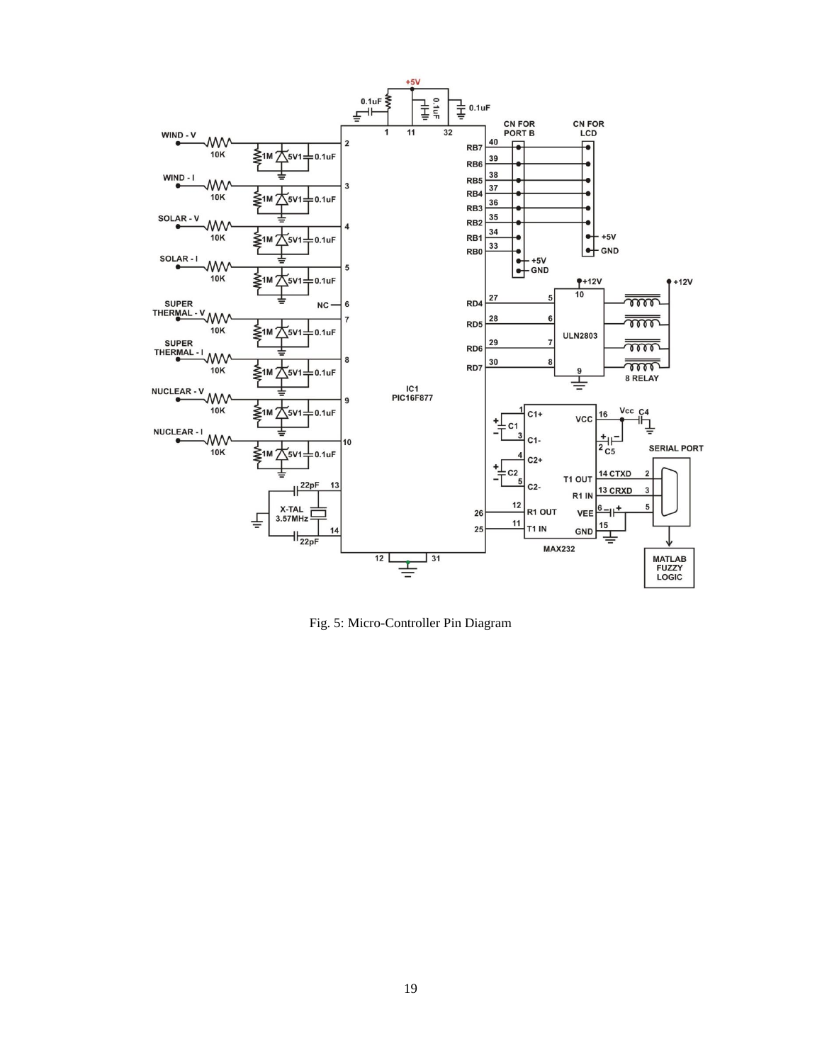Fig. 5: Micro-Controller Pin Diagram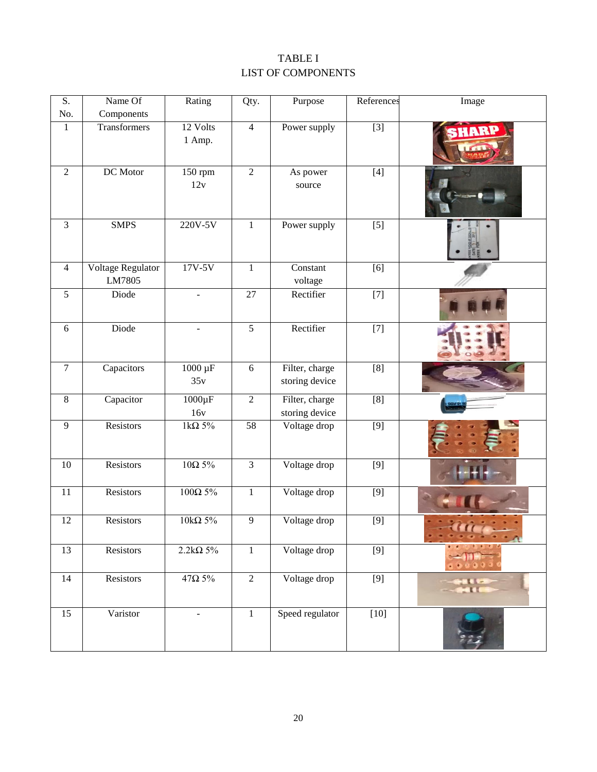TABLE I
LIST OF COMPONENTS

| S. No. | Name Of Components | Rating | Qty. | Purpose | References | Image |
|---|---|---|---|---|---|---|
| 1 | Transformers | 12 Volts 1 Amp. | 4 | Power supply | [3] | |
| 2 | DC Motor | 150 rpm 12v | 2 | As power source | [4] | |
| 3 | SMPS | 220V-5V | 1 | Power supply | [5] | |
| 4 | Voltage Regulator LM7805 | 17V-5V | 1 | Constant voltage | [6] | |
| 5 | Diode | - | 27 | Rectifier | [7] | |
| 6 | Diode | - | 5 | Rectifier | [7] | |
| 7 | Capacitors | 1000 µF 35v | 6 | Filter, charge storing device | [8] | |
| 8 | Capacitor | 1000µF 16v | 2 | Filter, charge storing device | [8] | |
| 9 | Resistors | 1kΩ 5% | 58 | Voltage drop | [9] | |
| 10 | Resistors | 10Ω 5% | 3 | Voltage drop | [9] | |
| 11 | Resistors | 100Ω 5% | 1 | Voltage drop | [9] | |
| 12 | Resistors | 10kΩ 5% | 9 | Voltage drop | [9] | |
| 13 | Resistors | 2.2kΩ 5% | 1 | Voltage drop | [9] | |
| 14 | Resistors | 47Ω 5% | 2 | Voltage drop | [9] | |
| 15 | Varistor | - | 1 | Speed regulator | [10] | |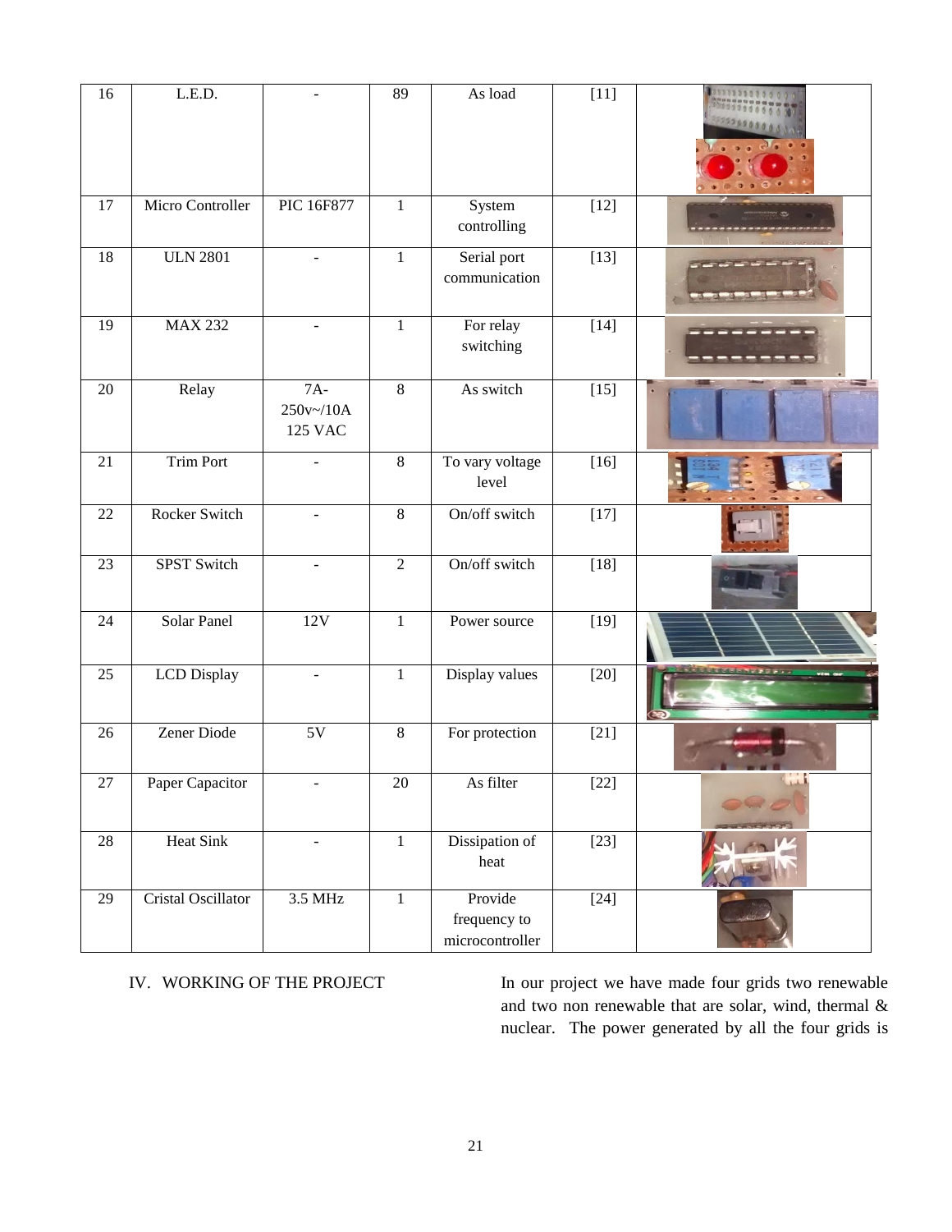| 16 | L.E.D. | - | 89 | As load | [11] | |
|---|---|---|---|---|---|---|
| 17 | Micro Controller | PIC 16F877 | 1 | System controlling | [12] | |
| 18 | ULN 2801 | - | 1 | Serial port communication | [13] | |
| 19 | MAX 232 | - | 1 | For relay switching | [14] | |
| 20 | Relay | 7A-250v~/10A 125 VAC | 8 | As switch | [15] | |
| 21 | Trim Port | - | 8 | To vary voltage level | [16] | |
| 22 | Rocker Switch | - | 8 | On/off switch | [17] | |
| 23 | SPST Switch | - | 2 | On/off switch | [18] | |
| 24 | Solar Panel | 12V | 1 | Power source | [19] | |
| 25 | LCD Display | - | 1 | Display values | [20] | |
| 26 | Zener Diode | 5V | 8 | For protection | [21] | |
| 27 | Paper Capacitor | - | 20 | As filter | [22] | |
| 28 | Heat Sink | - | 1 | Dissipation of heat | [23] | |
| 29 | Cristal Oscillator | 3.5 MHz | 1 | Provide frequency to microcontroller | [24] | |

## IV. WORKING OF THE PROJECT

In our project we have made four grids two renewable and two non renewable that are solar, wind, thermal & nuclear. The power generated by all the four grids is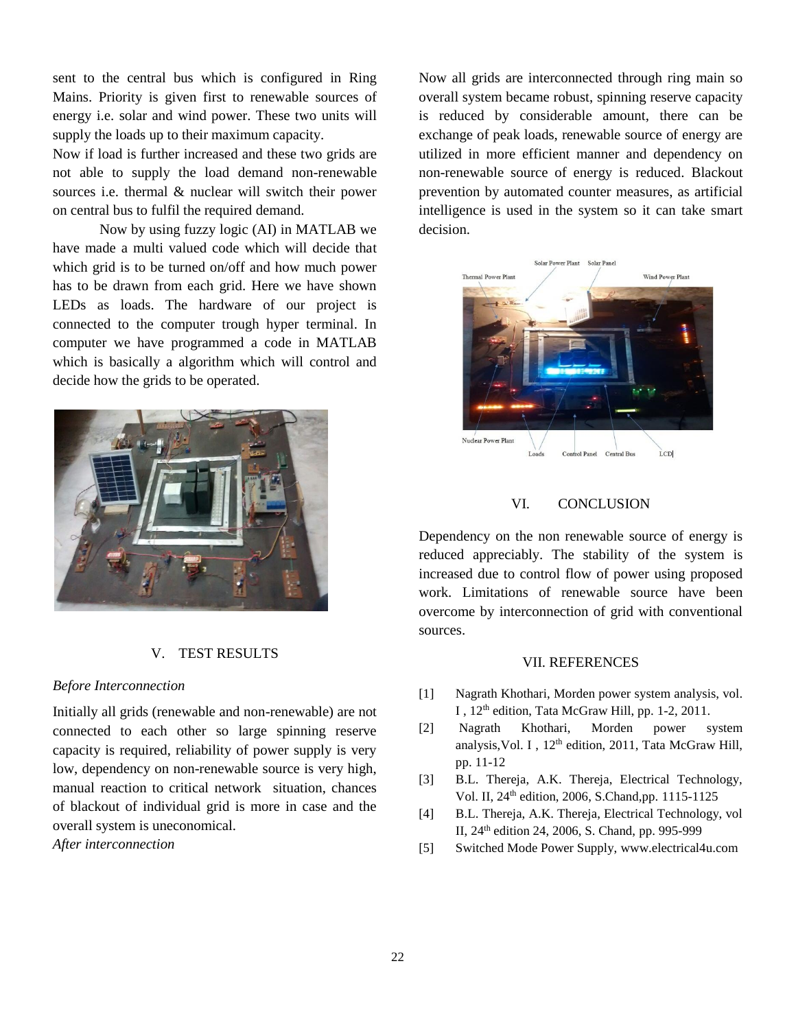sent to the central bus which is configured in Ring Mains. Priority is given first to renewable sources of energy i.e. solar and wind power. These two units will supply the loads up to their maximum capacity.

Now if load is further increased and these two grids are not able to supply the load demand non-renewable sources i.e. thermal & nuclear will switch their power on central bus to fulfil the required demand.

Now by using fuzzy logic (AI) in MATLAB we have made a multi valued code which will decide that which grid is to be turned on/off and how much power has to be drawn from each grid. Here we have shown LEDs as loads. The hardware of our project is connected to the computer trough hyper terminal. In computer we have programmed a code in MATLAB which is basically a algorithm which will control and decide how the grids to be operated.

## V. TEST RESULTS

*Before Interconnection*

Initially all grids (renewable and non-renewable) are not connected to each other so large spinning reserve capacity is required, reliability of power supply is very low, dependency on non-renewable source is very high, manual reaction to critical network situation, chances of blackout of individual grid is more in case and the overall system is uneconomical.

*After interconnection*

Now all grids are interconnected through ring main so overall system became robust, spinning reserve capacity is reduced by considerable amount, there can be exchange of peak loads, renewable source of energy are utilized in more efficient manner and dependency on non-renewable source of energy is reduced. Blackout prevention by automated counter measures, as artificial intelligence is used in the system so it can take smart decision.

Solar Power Plant Solar Panel Thermal Power Plant Wind Power Plant Nuclear Power Plant Loads Control Panel Central Bus LCD

## VI. CONCLUSION

Dependency on the non renewable source of energy is reduced appreciably. The stability of the system is increased due to control flow of power using proposed work. Limitations of renewable source have been overcome by interconnection of grid with conventional sources.

## VII. REFERENCES

[1] Nagrath Khothari, Morden power system analysis, vol. I , 12th edition, Tata McGraw Hill, pp. 1-2, 2011.

[2] Nagrath Khothari, Morden power system analysis,Vol. I , 12th edition, 2011, Tata McGraw Hill, pp. 11-12

[3] B.L. Thereja, A.K. Thereja, Electrical Technology, Vol. II, 24th edition, 2006, S.Chand,pp. 1115-1125

[4] B.L. Thereja, A.K. Thereja, Electrical Technology, vol II, 24th edition 24, 2006, S. Chand, pp. 995-999

[5] Switched Mode Power Supply, www.electrical4u.com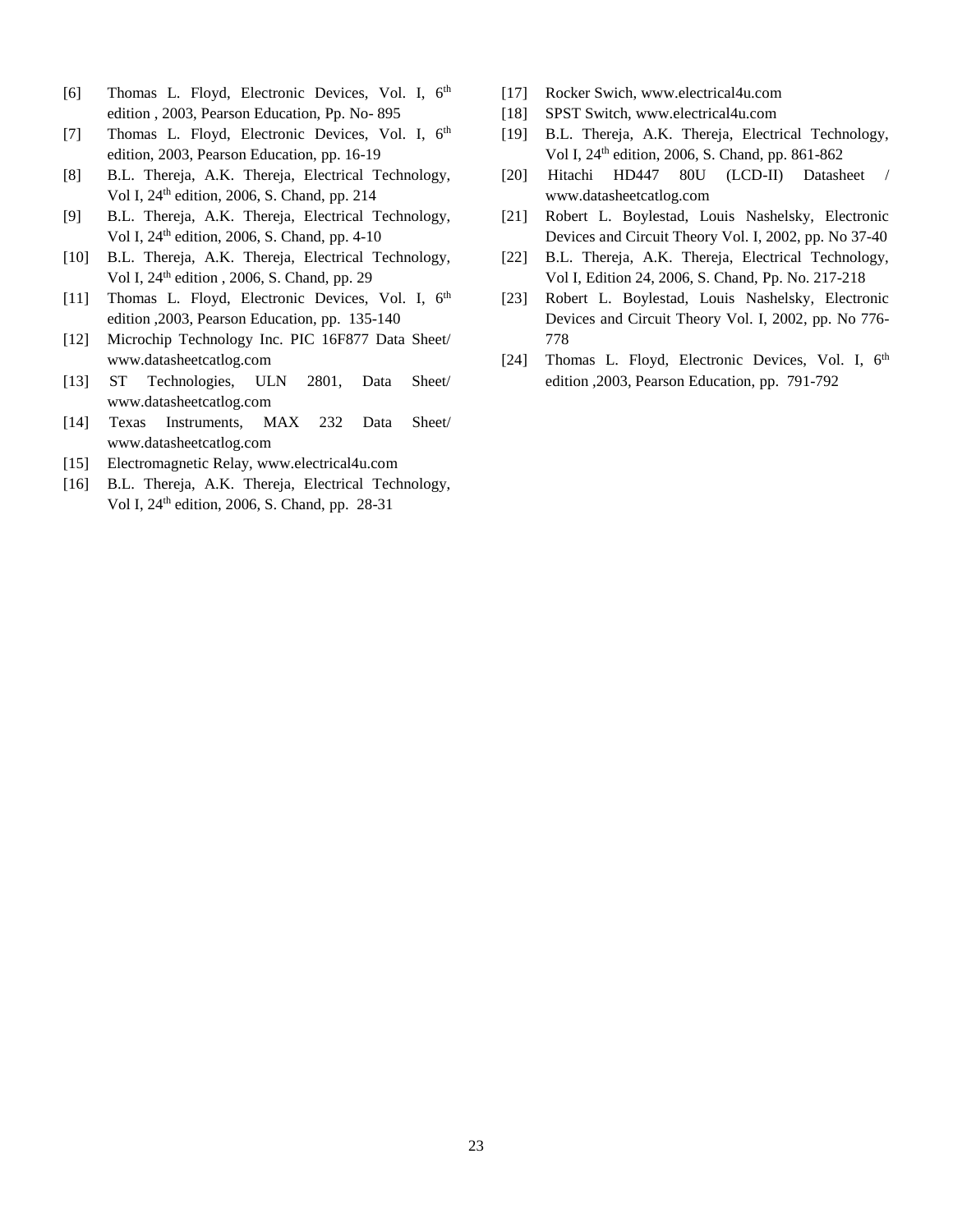[6] Thomas L. Floyd, Electronic Devices, Vol. I, 6th edition , 2003, Pearson Education, Pp. No- 895

[7] Thomas L. Floyd, Electronic Devices, Vol. I, 6th edition, 2003, Pearson Education, pp. 16-19

[8] B.L. Thereja, A.K. Thereja, Electrical Technology, Vol I, 24th edition, 2006, S. Chand, pp. 214

[9] B.L. Thereja, A.K. Thereja, Electrical Technology, Vol I, 24th edition, 2006, S. Chand, pp. 4-10

[10] B.L. Thereja, A.K. Thereja, Electrical Technology, Vol I, 24th edition , 2006, S. Chand, pp. 29

[11] Thomas L. Floyd, Electronic Devices, Vol. I, 6th edition ,2003, Pearson Education, pp. 135-140

[12] Microchip Technology Inc. PIC 16F877 Data Sheet/ www.datasheetcatlog.com

[13] ST Technologies, ULN 2801, Data Sheet/ www.datasheetcatlog.com

[14] Texas Instruments, MAX 232 Data Sheet/ www.datasheetcatlog.com

[15] Electromagnetic Relay, www.electrical4u.com

[16] B.L. Thereja, A.K. Thereja, Electrical Technology, Vol I, 24th edition, 2006, S. Chand, pp. 28-31

[17] Rocker Swich, www.electrical4u.com

[18] SPST Switch, www.electrical4u.com

[19] B.L. Thereja, A.K. Thereja, Electrical Technology, Vol I, 24th edition, 2006, S. Chand, pp. 861-862

[20] Hitachi HD447 80U (LCD-II) Datasheet / www.datasheetcatlog.com

[21] Robert L. Boylestad, Louis Nashelsky, Electronic Devices and Circuit Theory Vol. I, 2002, pp. No 37-40

[22] B.L. Thereja, A.K. Thereja, Electrical Technology, Vol I, Edition 24, 2006, S. Chand, Pp. No. 217-218

[23] Robert L. Boylestad, Louis Nashelsky, Electronic Devices and Circuit Theory Vol. I, 2002, pp. No 776-778

[24] Thomas L. Floyd, Electronic Devices, Vol. I, 6th edition ,2003, Pearson Education, pp. 791-792